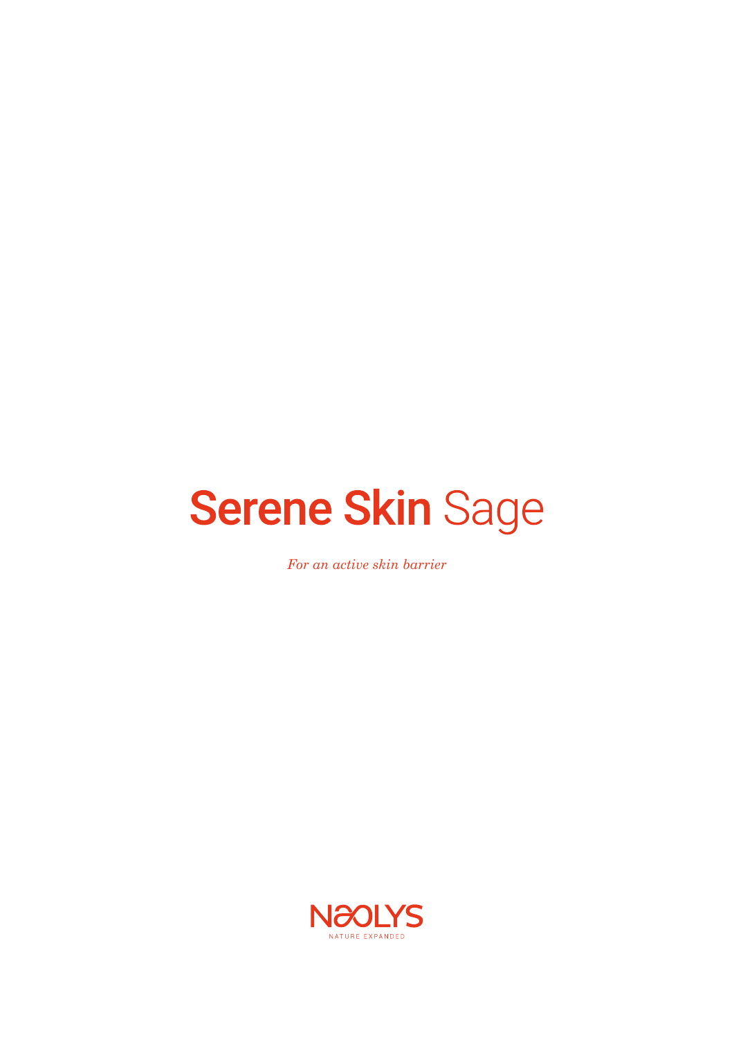# **Serene Skin** Sage

*For an active skin barrier*

NAOLYS

NATURE EXPANDED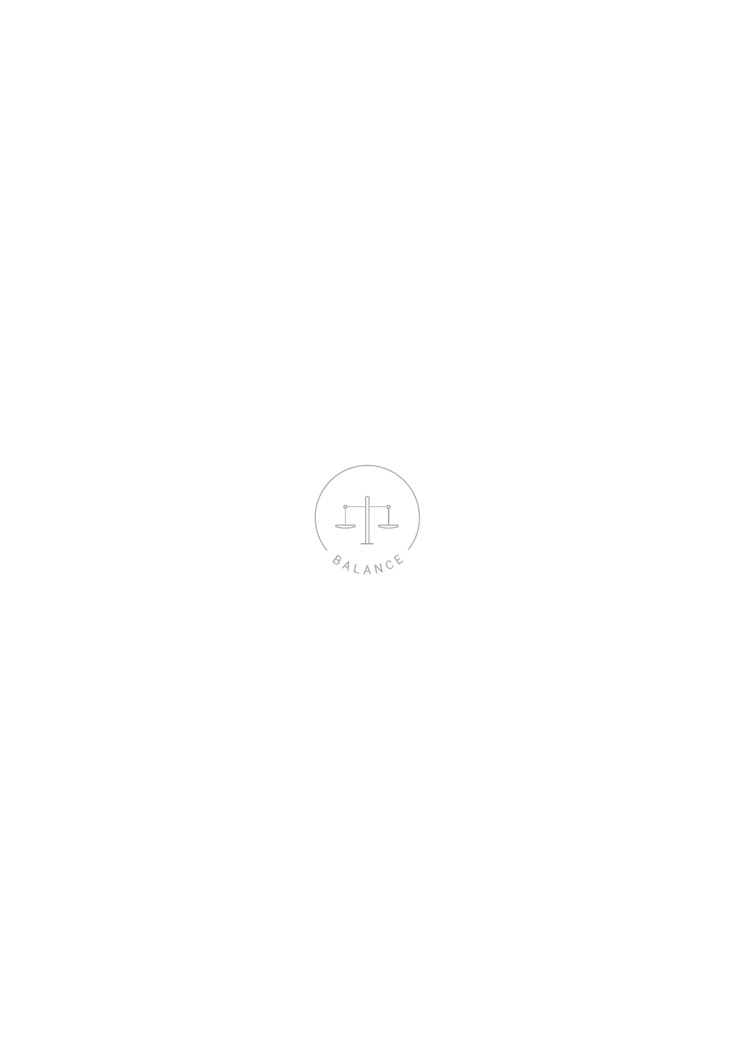BALANCE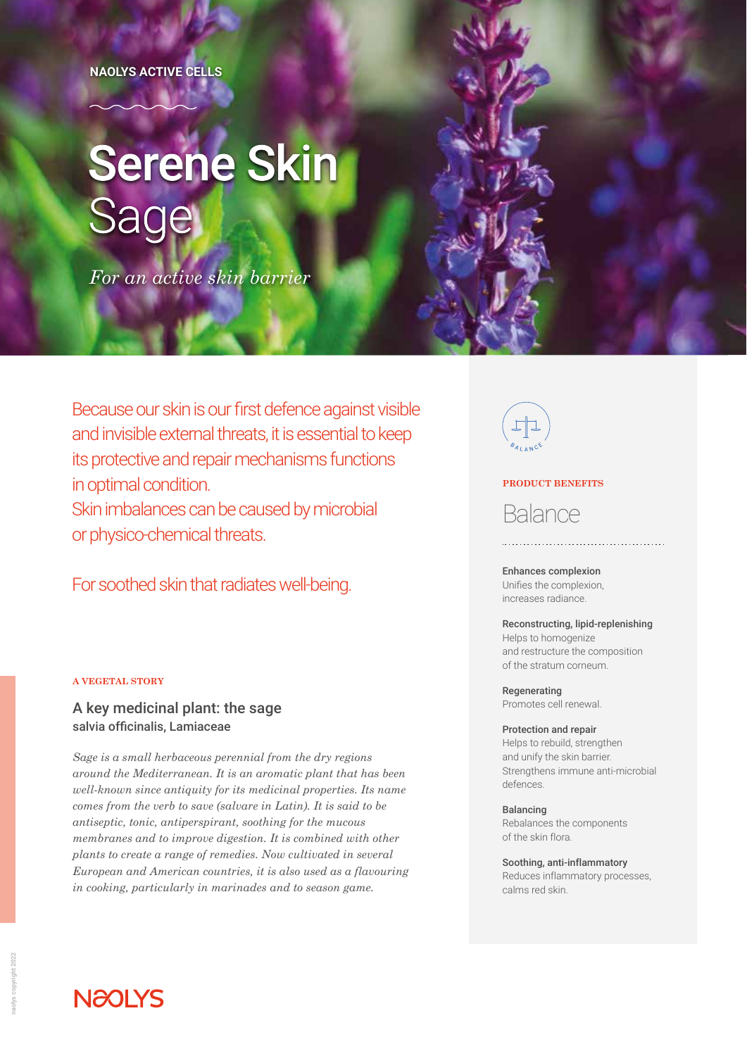NAOLYS ACTIVE CELLS

# Serene Skin Sage

*For an active skin barrier*

Because our skin is our first defence against visible and invisible external threats, it is essential to keep its protective and repair mechanisms functions in optimal condition.
Skin imbalances can be caused by microbial or physico-chemical threats.

For soothed skin that radiates well-being.

#### A VEGETAL STORY

### A key medicinal plant: the sage
salvia officinalis, Lamiaceae

*Sage is a small herbaceous perennial from the dry regions around the Mediterranean. It is an aromatic plant that has been well-known since antiquity for its medicinal properties. Its name comes from the verb to save (salvare in Latin). It is said to be antiseptic, tonic, antiperspirant, soothing for the mucous membranes and to improve digestion. It is combined with other plants to create a range of remedies. Now cultivated in several European and American countries, it is also used as a flavouring in cooking, particularly in marinades and to season game.*

BALANCE

#### PRODUCT BENEFITS

## Balance

**Enhances complexion**
Unifies the complexion, increases radiance.

**Reconstructing, lipid-replenishing**
Helps to homogenize and restructure the composition of the stratum corneum.

**Regenerating**
Promotes cell renewal.

**Protection and repair**
Helps to rebuild, strengthen and unify the skin barrier. Strengthens immune anti-microbial defences.

**Balancing**
Rebalances the components of the skin flora.

**Soothing, anti-inflammatory**
Reduces inflammatory processes, calms red skin.

NAOLYS

naolys copyright 2022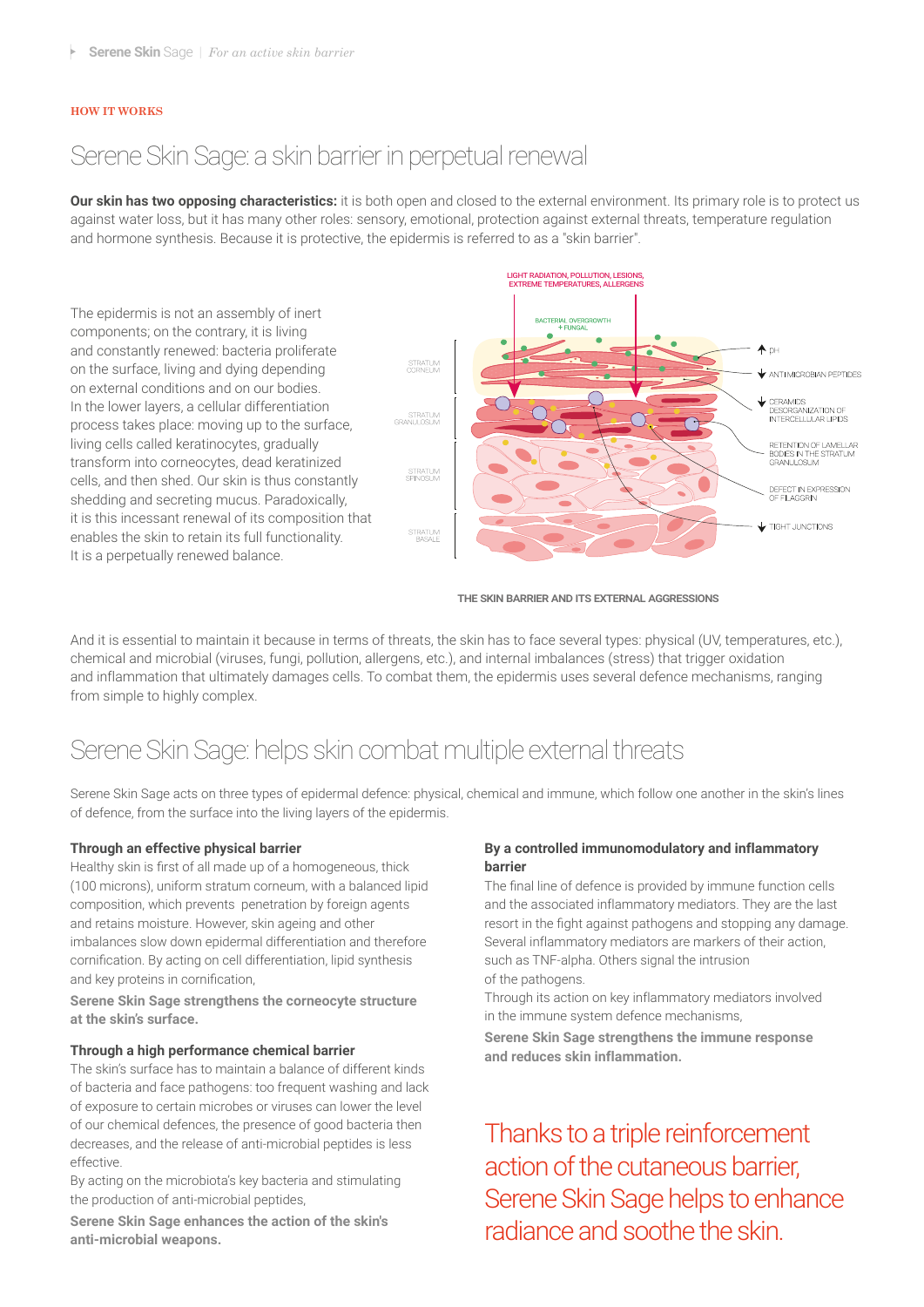HOW IT WORKS

# Serene Skin Sage: a skin barrier in perpetual renewal

**Our skin has two opposing characteristics:** it is both open and closed to the external environment. Its primary role is to protect us against water loss, but it has many other roles: sensory, emotional, protection against external threats, temperature regulation and hormone synthesis. Because it is protective, the epidermis is referred to as a "skin barrier".

The epidermis is not an assembly of inert components; on the contrary, it is living and constantly renewed: bacteria proliferate on the surface, living and dying depending on external conditions and on our bodies. In the lower layers, a cellular differentiation process takes place: moving up to the surface, living cells called keratinocytes, gradually transform into corneocytes, dead keratinized cells, and then shed. Our skin is thus constantly shedding and secreting mucus. Paradoxically, it is this incessant renewal of its composition that enables the skin to retain its full functionality. It is a perpetually renewed balance.

LIGHT RADIATION, POLLUTION, LESIONS, EXTREME TEMPERATURES, ALLERGENS

BACTERIAL OVERGROWTH + FUNGAL

STRATUM CORNEUM

STRATUM GRANULOSUM

STRATUM SPINOSUM

STRATUM BASALE

↑ pH

↓ ANTIMICROBIAN PEPTIDES

↓ CERAMIDS DESORGANIZATION OF INTERCELLULAR LIPIDS

RETENTION OF LAMELLAR BODIES IN THE STRATUM GRANULOSUM

DEFECT IN EXPRESSION OF FILAGGRIN

↓ TIGHT JUNCTIONS

THE SKIN BARRIER AND ITS EXTERNAL AGGRESSIONS

And it is essential to maintain it because in terms of threats, the skin has to face several types: physical (UV, temperatures, etc.), chemical and microbial (viruses, fungi, pollution, allergens, etc.), and internal imbalances (stress) that trigger oxidation and inflammation that ultimately damages cells. To combat them, the epidermis uses several defence mechanisms, ranging from simple to highly complex.

# Serene Skin Sage: helps skin combat multiple external threats

Serene Skin Sage acts on three types of epidermal defence: physical, chemical and immune, which follow one another in the skin's lines of defence, from the surface into the living layers of the epidermis.

**Through an effective physical barrier**
Healthy skin is first of all made up of a homogeneous, thick (100 microns), uniform stratum corneum, with a balanced lipid composition, which prevents penetration by foreign agents and retains moisture. However, skin ageing and other imbalances slow down epidermal differentiation and therefore cornification. By acting on cell differentiation, lipid synthesis and key proteins in cornification,

**Serene Skin Sage strengthens the corneocyte structure at the skin's surface.**

**Through a high performance chemical barrier**
The skin's surface has to maintain a balance of different kinds of bacteria and face pathogens: too frequent washing and lack of exposure to certain microbes or viruses can lower the level of our chemical defences, the presence of good bacteria then decreases, and the release of anti-microbial peptides is less effective.
By acting on the microbiota's key bacteria and stimulating the production of anti-microbial peptides,

**Serene Skin Sage enhances the action of the skin's anti-microbial weapons.**

**By a controlled immunomodulatory and inflammatory barrier**
The final line of defence is provided by immune function cells and the associated inflammatory mediators. They are the last resort in the fight against pathogens and stopping any damage. Several inflammatory mediators are markers of their action, such as TNF-alpha. Others signal the intrusion of the pathogens.
Through its action on key inflammatory mediators involved in the immune system defence mechanisms,

**Serene Skin Sage strengthens the immune response and reduces skin inflammation.**

Thanks to a triple reinforcement action of the cutaneous barrier, Serene Skin Sage helps to enhance radiance and soothe the skin.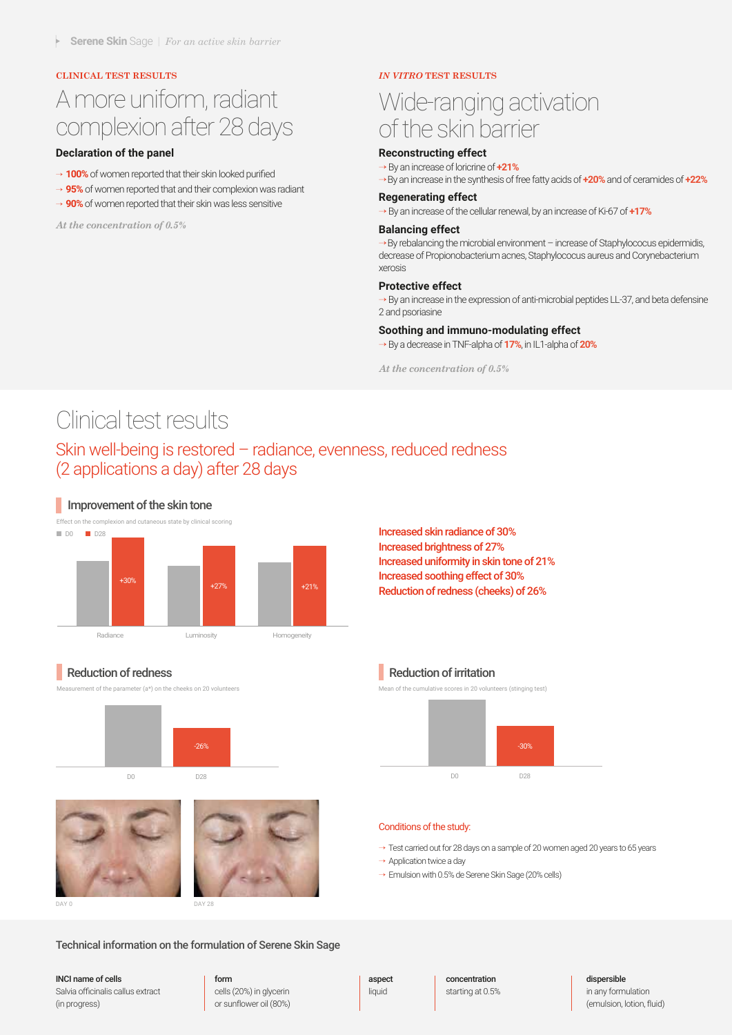## CLINICAL TEST RESULTS

# A more uniform, radiant complexion after 28 days

### Declaration of the panel

- → **100%** of women reported that their skin looked purified
- → **95%** of women reported that and their complexion was radiant
- → **90%** of women reported that their skin was less sensitive

*At the concentration of 0.5%*

## *IN VITRO* TEST RESULTS

# Wide-ranging activation of the skin barrier

### Reconstructing effect

→ By an increase of loricrine of **+21%**
→ By an increase in the synthesis of free fatty acids of **+20%** and of ceramides of **+22%**

### Regenerating effect

→ By an increase of the cellular renewal, by an increase of Ki-67 of **+17%**

### Balancing effect

→ By rebalancing the microbial environment – increase of Staphylococcus epidermidis, decrease of Propionobacterium acnes, Staphylococcus aureus and Corynebacterium xerosis

### Protective effect

→ By an increase in the expression of anti-microbial peptides LL-37, and beta defensine 2 and psoriasine

### Soothing and immuno-modulating effect

→ By a decrease in TNF-alpha of **17%**, in IL1-alpha of **20%**

*At the concentration of 0.5%*

# Clinical test results

## Skin well-being is restored – radiance, evenness, reduced redness (2 applications a day) after 28 days

### Improvement of the skin tone

Effect on the complexion and cutaneous state by clinical scoring

D0 / D28

Radiance: +30% | Luminosity: +27% | Homogeneity: +21%

Increased skin radiance of 30%
Increased brightness of 27%
Increased uniformity in skin tone of 21%
Increased soothing effect of 30%
Reduction of redness (cheeks) of 26%

### Reduction of redness

Measurement of the parameter (a*) on the cheeks on 20 volunteers

D0 | D28: -26%

DAY 0 | DAY 28

### Reduction of irritation

Mean of the cumulative scores in 20 volunteers (stinging test)

D0 | D28: -30%

Conditions of the study:

- → Test carried out for 28 days on a sample of 20 women aged 20 years to 65 years
- → Application twice a day
- → Emulsion with 0.5% de Serene Skin Sage (20% cells)

### Technical information on the formulation of Serene Skin Sage

| INCI name of cells | form | aspect | concentration | dispersible |
|---|---|---|---|---|
| Salvia officinalis callus extract (in progress) | cells (20%) in glycerin or sunflower oil (80%) | liquid | starting at 0.5% | in any formulation (emulsion, lotion, fluid) |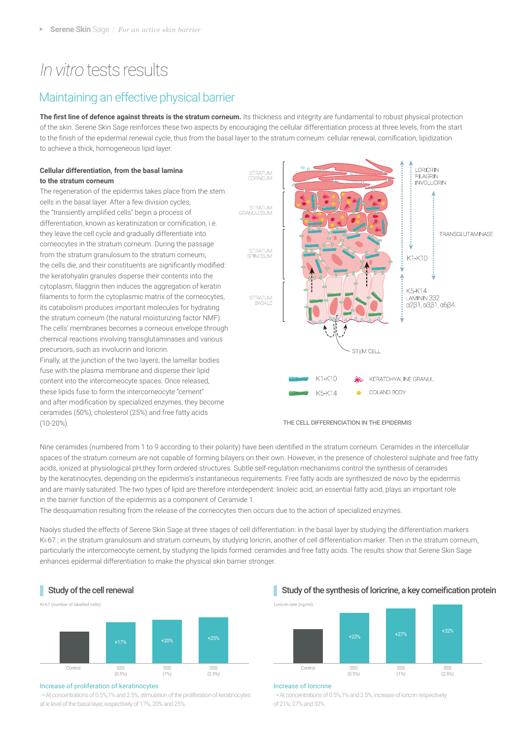# *In vitro* tests results

## Maintaining an effective physical barrier

**The first line of defence against threats is the stratum corneum.** Its thickness and integrity are fundamental to robust physical protection of the skin. Serene Skin Sage reinforces these two aspects by encouraging the cellular differentiation process at three levels, from the start to the finish of the epidermal renewal cycle, thus from the basal layer to the stratum corneum: cellular renewal, cornification, lipidization to achieve a thick, homogeneous lipid layer.

**Cellular differentiation, from the basal lamina to the stratum corneum**

The regeneration of the epidermis takes place from the stem cells in the basal layer. After a few division cycles, the "transiently amplified cells" begin a process of differentiation, known as keratinization or cornification, i.e. they leave the cell cycle and gradually differentiate into corneocytes in the stratum corneum. During the passage from the stratum granulosum to the stratum corneum, the cells die, and their constituents are significantly modified: the keratohyalin granules disperse their contents into the cytoplasm, filaggrin then induces the aggregation of keratin filaments to form the cytoplasmic matrix of the corneocytes, its catabolism produces important molecules for hydrating the stratum corneum (the natural moisturizing factor NMF). The cells' membranes becomes a corneous envelope through chemical reactions involving transglutaminases and various precursors, such as involucrin and loricrin.
Finally, at the junction of the two layers, the lamellar bodies fuse with the plasma membrane and disperse their lipid content into the intercorneocyte spaces. Once released, these lipids fuse to form the intercorneocyte "cement" and after modification by specialized enzymes, they become ceramides (50%), cholesterol (25%) and free fatty acids (10-20%).

STRATUM CORNEUM — STRATUM GRANULOSUM — STRATUM SPINOSUM — STRATUM BASALE — LORICRIN, FILAGRIN, INVOLUCRIN — TRANSGLUTAMINASE — K1-K10 — K5-K14, LAMININ 332, α2β1, α3β1, α6β4 — STEM CELL

K1-K10 — KERATOHYALINE GRANUL — K5-K14 — ODLAND BODY

THE CELL DIFFERENCIATION IN THE EPIDERMIS

Nine ceramides (numbered from 1 to 9 according to their polarity) have been identified in the stratum corneum. Ceramides in the intercellular spaces of the stratum corneum are not capable of forming bilayers on their own. However, in the presence of cholesterol sulphate and free fatty acids, ionized at physiological pH,they form ordered structures. Subtle self-regulation mechanisms control the synthesis of ceramides by the keratinocytes, depending on the epidermis's instantaneous requirements. Free fatty acids are synthesized de novo by the epidermis and are mainly saturated. The two types of lipid are therefore interdependent: linoleic acid, an essential fatty acid, plays an important role in the barrier function of the epidermis as a component of Ceramide 1.
The desquamation resulting from the release of the corneocytes then occurs due to the action of specialized enzymes.

Naolys studied the effects of Serene Skin Sage at three stages of cell differentiation: in the basal layer by studying the differentiation markers Ki-67 ; in the stratum granulosum and stratum corneum, by studying loricrin, another of cell differentiation marker. Then in the stratum corneum, particularly the intercorneocyte cement, by studying the lipids formed: ceramides and free fatty acids. The results show that Serene Skin Sage enhances epidermal differentiation to make the physical skin barrier stronger.

### Study of the cell renewal

Ki-67 (number of labelled cells)

| Control | SSS (0.5%) | SSS (1%) | SSS (2.5%) |
|---|---|---|---|
| | +17% | +20% | +25% |

Increase of proliferation of keratinocytes

→ At concentrations of 0.5%,1% and 2.5%, stimulation of the proliferation of keratinocytes at le level of the basal layer, respectively of 17%, 20% and 25%.

### Study of the synthesis of loricrine, a key corneification protein

Loricrin rate (ng/ml)

| Control | SSS (0.5%) | SSS (1%) | SSS (2.5%) |
|---|---|---|---|
| | +22% | +27% | +32% |

Increase of loricrine

→ At concentrations of 0.5%,1% and 2.5%, increase of loricrin respectively of 21%, 27% and 32%.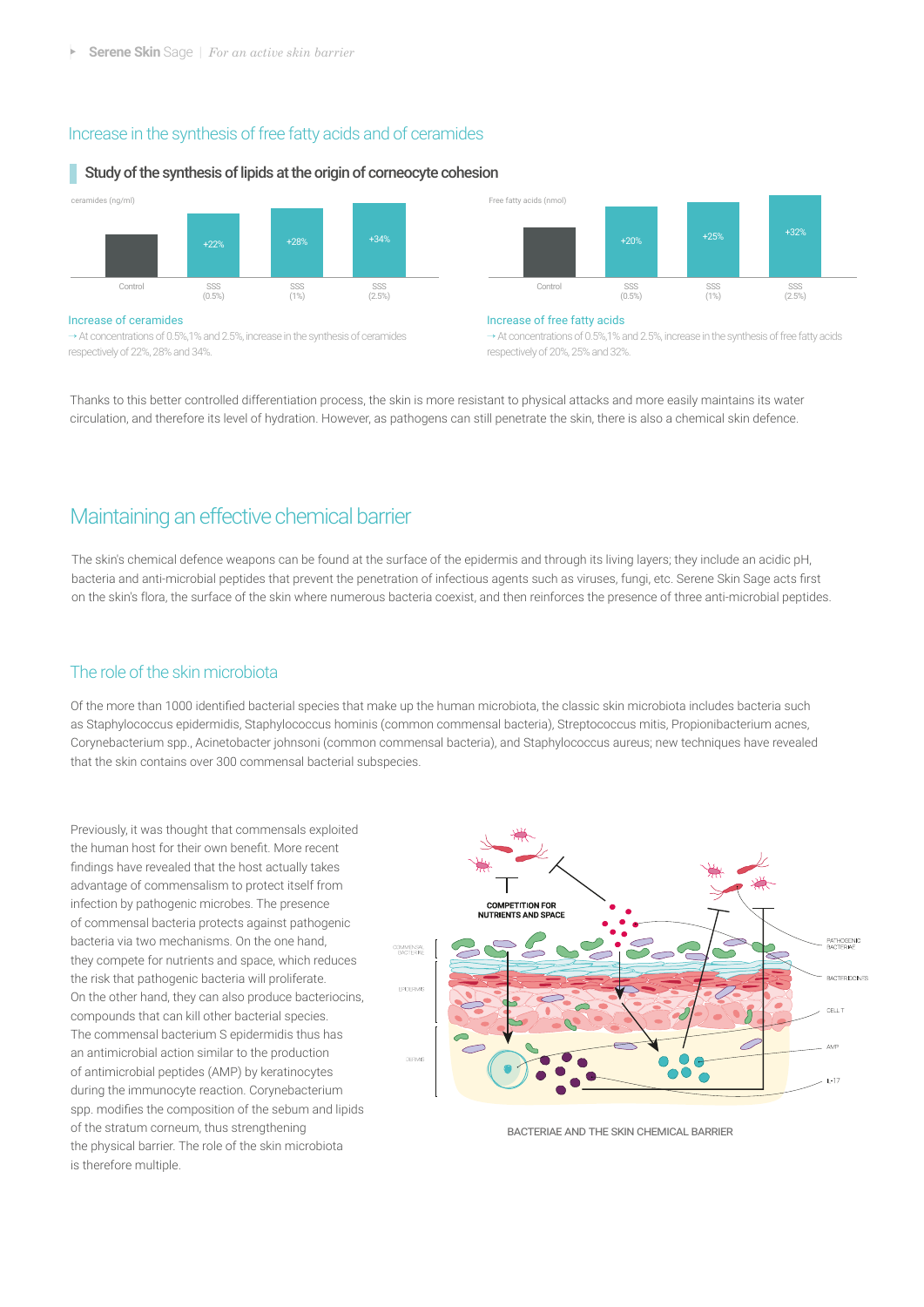## Increase in the synthesis of free fatty acids and of ceramides

### Study of the synthesis of lipids at the origin of corneocyte cohesion

ceramides (ng/ml)

| Control | SSS (0.5%) | SSS (1%) | SSS (2.5%) |
|---|---|---|---|
| | +22% | +28% | +34% |

Free fatty acids (nmol)

| Control | SSS (0.5%) | SSS (1%) | SSS (2.5%) |
|---|---|---|---|
| | +20% | +25% | +32% |

**Increase of ceramides**

→ At concentrations of 0.5%,1% and 2.5%, increase in the synthesis of ceramides respectively of 22%, 28% and 34%.

**Increase of free fatty acids**

→ At concentrations of 0.5%,1% and 2.5%, increase in the synthesis of free fatty acids respectively of 20%, 25% and 32%.

Thanks to this better controlled differentiation process, the skin is more resistant to physical attacks and more easily maintains its water circulation, and therefore its level of hydration. However, as pathogens can still penetrate the skin, there is also a chemical skin defence.

## Maintaining an effective chemical barrier

The skin's chemical defence weapons can be found at the surface of the epidermis and through its living layers; they include an acidic pH, bacteria and anti-microbial peptides that prevent the penetration of infectious agents such as viruses, fungi, etc. Serene Skin Sage acts first on the skin's flora, the surface of the skin where numerous bacteria coexist, and then reinforces the presence of three anti-microbial peptides.

### The role of the skin microbiota

Of the more than 1000 identified bacterial species that make up the human microbiota, the classic skin microbiota includes bacteria such as Staphylococcus epidermidis, Staphylococcus hominis (common commensal bacteria), Streptococcus mitis, Propionibacterium acnes, Corynebacterium spp., Acinetobacter johnsoni (common commensal bacteria), and Staphylococcus aureus; new techniques have revealed that the skin contains over 300 commensal bacterial subspecies.

Previously, it was thought that commensals exploited the human host for their own benefit. More recent findings have revealed that the host actually takes advantage of commensalism to protect itself from infection by pathogenic microbes. The presence of commensal bacteria protects against pathogenic bacteria via two mechanisms. On the one hand, they compete for nutrients and space, which reduces the risk that pathogenic bacteria will proliferate. On the other hand, they can also produce bacteriocins, compounds that can kill other bacterial species. The commensal bacterium S epidermidis thus has an antimicrobial action similar to the production of antimicrobial peptides (AMP) by keratinocytes during the immunocyte reaction. Corynebacterium spp. modifies the composition of the sebum and lipids of the stratum corneum, thus strengthening the physical barrier. The role of the skin microbiota is therefore multiple.

COMPETITION FOR NUTRIENTS AND SPACE

COMMENSAL BACTERIAE · EPIDERMIS · DERMIS · PATHOGENIC BACTERIAE · BACTERIOCINS · CELL T · AMP · IL-17

BACTERIAE AND THE SKIN CHEMICAL BARRIER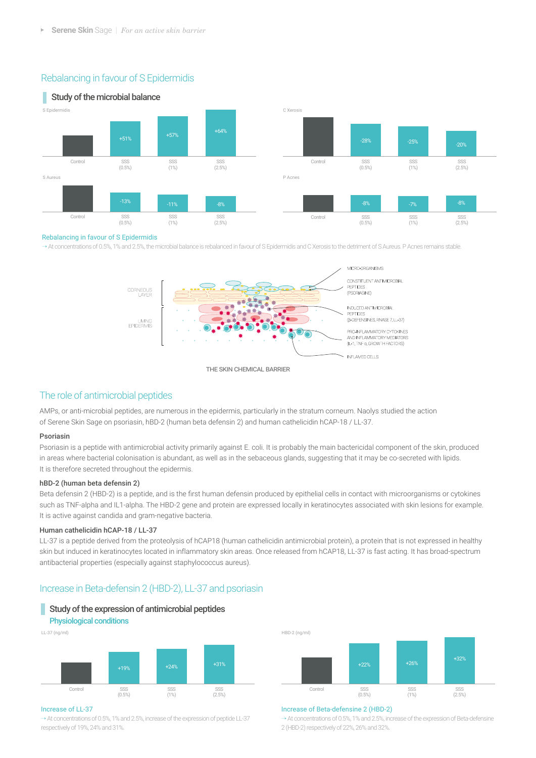## Rebalancing in favour of S Epidermidis

### Study of the microbial balance

S Epidermidis

| Control | SSS (0.5%) | SSS (1%) | SSS (2.5%) |
|---|---|---|---|
| | +51% | +57% | +64% |

C Xerosis

| Control | SSS (0.5%) | SSS (1%) | SSS (2.5%) |
|---|---|---|---|
| | -28% | -25% | -20% |

S Aureus

| Control | SSS (0.5%) | SSS (1%) | SSS (2.5%) |
|---|---|---|---|
| | -13% | -11% | -8% |

P Acnes

| Control | SSS (0.5%) | SSS (1%) | SSS (2.5%) |
|---|---|---|---|
| | -8% | -7% | -8% |

Rebalancing in favour of S Epidermidis

→ At concentrations of 0.5%, 1% and 2.5%, the microbial balance is rebalanced in favour of S Epidermidis and C Xerosis to the detriment of S Aureus. P Acnes remains stable.

CORNEOUS LAYER

LIVING EPIDERMIS

MICRO-ORGANISMS

CONSTITUENT ANTIMICROBIAL PEPTIDES (PSORIASINE)

INDUCED ANTIMICROBIAL PEPTIDES (β-DEFENSINES, RNASE 7, LL-37)

PRO-INFLAMMATORY CYTOKINES AND INFLAMMATORY MEDIATORS (IL-1, TNF α, GROWTH FACTORS)

INFLAMED CELLS

THE SKIN CHEMICAL BARRIER

## The role of antimicrobial peptides

AMPs, or anti-microbial peptides, are numerous in the epidermis, particularly in the stratum corneum. Naolys studied the action of Serene Skin Sage on psoriasin, hBD-2 (human beta defensin 2) and human cathelicidin hCAP-18 / LL-37.

**Psoriasin**

Psoriasin is a peptide with antimicrobial activity primarily against E. coli. It is probably the main bactericidal component of the skin, produced in areas where bacterial colonisation is abundant, as well as in the sebaceous glands, suggesting that it may be co-secreted with lipids. It is therefore secreted throughout the epidermis.

**hBD-2 (human beta defensin 2)**

Beta defensin 2 (HBD-2) is a peptide, and is the first human defensin produced by epithelial cells in contact with microorganisms or cytokines such as TNF-alpha and IL1-alpha. The HBD-2 gene and protein are expressed locally in keratinocytes associated with skin lesions for example. It is active against candida and gram-negative bacteria.

**Human cathelicidin hCAP-18 / LL-37**

LL-37 is a peptide derived from the proteolysis of hCAP18 (human cathelicidin antimicrobial protein), a protein that is not expressed in healthy skin but induced in keratinocytes located in inflammatory skin areas. Once released from hCAP18, LL-37 is fast acting. It has broad-spectrum antibacterial properties (especially against staphylococcus aureus).

## Increase in Beta-defensin 2 (HBD-2), LL-37 and psoriasin

### Study of the expression of antimicrobial peptides

Physiological conditions

LL-37 (ng/ml)

| Control | SSS (0.5%) | SSS (1%) | SSS (2.5%) |
|---|---|---|---|
| | +19% | +24% | +31% |

HBD-2 (ng/ml)

| Control | SSS (0.5%) | SSS (1%) | SSS (2.5%) |
|---|---|---|---|
| | +22% | +26% | +32% |

Increase of LL-37

→ At concentrations of 0.5%, 1% and 2.5%, increase of the expression of peptide LL-37 respectively of 19%, 24% and 31%.

Increase of Beta-defensine 2 (HBD-2)

→ At concentrations of 0.5%, 1% and 2.5%, increase of the expression of Beta-defensine 2 (HBD-2) respectively of 22%, 26% and 32%.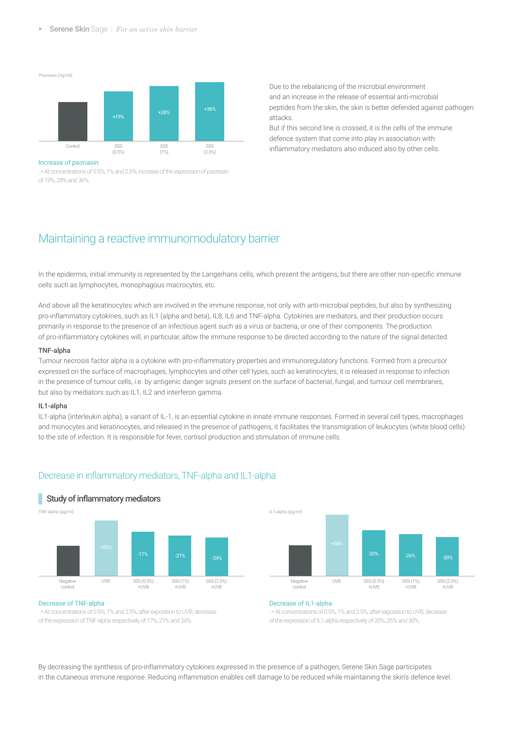Psoriasin (ng/ml)

| | Control | SSS (0.5%) | SSS (1%) | SSS (2.5%) |
|---|---|---|---|---|
| Psoriasin | | +19% | +28% | +36% |

Increase of psoriasin

→ At concentrations of 0.5%, 1% and 2.5%, increase of the expression of psoriasin of 19%, 28% and 36%.

Due to the rebalancing of the microbial environment and an increase in the release of essential anti-microbial peptides from the skin, the skin is better defended against pathogen attacks.

But if this second line is crossed, it is the cells of the immune defence system that come into play in association with inflammatory mediators also induced also by other cells.

## Maintaining a reactive immunomodulatory barrier

In the epidermis, initial immunity is represented by the Langerhans cells, which present the antigens, but there are other non-specific immune cells such as lymphocytes, monophagous macrocytes, etc.

And above all the keratinocytes which are involved in the immune response, not only with anti-microbial peptides, but also by synthesizing pro-inflammatory cytokines, such as IL1 (alpha and beta), IL8, IL6 and TNF-alpha. Cytokines are mediators, and their production occurs primarily in response to the presence of an infectious agent such as a virus or bacteria, or one of their components. The production of pro-inflammatory cytokines will, in particular, allow the immune response to be directed according to the nature of the signal detected.

**TNF-alpha**

Tumour necrosis factor alpha is a cytokine with pro-inflammatory properties and immunoregulatory functions. Formed from a precursor expressed on the surface of macrophages, lymphocytes and other cell types, such as keratinocytes, it is released in response to infection in the presence of tumour cells, i.e. by antigenic danger signals present on the surface of bacterial, fungal, and tumour cell membranes, but also by mediators such as IL1, IL2 and interferon gamma.

**IL1-alpha**

IL1-alpha (interleukin alpha), a variant of IL-1, is an essential cytokine in innate immune responses. Formed in several cell types, macrophages and monocytes and keratinocytes, and released in the presence of pathogens, it facilitates the transmigration of leukocytes (white blood cells) to the site of infection. It is responsible for fever, cortisol production and stimulation of immune cells.

### Decrease in inflammatory mediators, TNF-alpha and IL1-alpha

#### Study of inflammatory mediators

TNF-alpha (pg/ml)

| | Negative control | UVB | SSS (0.5%) +UVB | SSS (1%) +UVB | SSS (2.5%) +UVB |
|---|---|---|---|---|---|
| TNF-alpha | | +55% | -17% | -21% | -24% |

Decrease of TNF-alpha

→ At concentrations of 0.5%, 1% and 2.5%, after exposition to UVB, decrease of the expression of TNF-alpha respectively of 17%, 21% and 24%.

IL1-alpha (pg/ml)

| | Negative control | UVB | SSS (0.5%) +UVB | SSS (1%) +UVB | SSS (2.5%) +UVB |
|---|---|---|---|---|---|
| IL1-alpha | | +68% | -20% | -26% | -30% |

Decrease of IL1-alpha

→ At concentrations of 0.5%, 1% and 2.5%, after exposition to UVB, decrease of the expression of IL1-alpha respectively of 20%, 26% and 30%.

By decreasing the synthesis of pro-inflammatory cytokines expressed in the presence of a pathogen, Serene Skin Sage participates in the cutaneous immune response. Reducing inflammation enables cell damage to be reduced while maintaining the skin's defence level.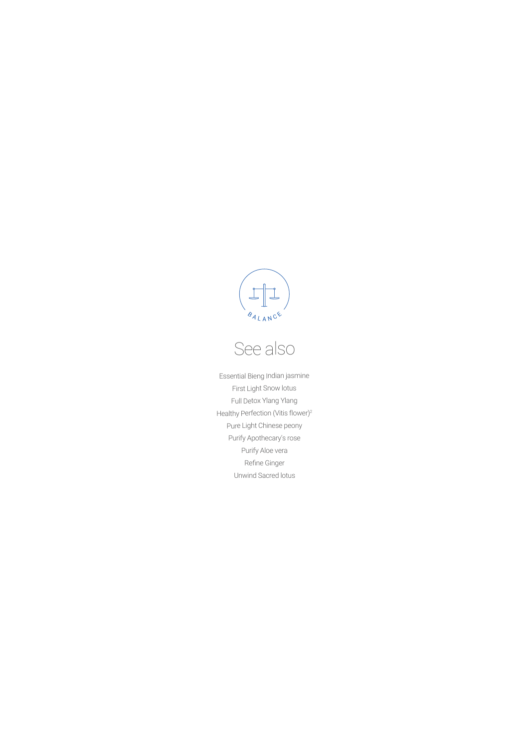BALANCE

# See also

Essential Bieng Indian jasmine
First Light Snow lotus
Full Detox Ylang Ylang
Healthy Perfection (Vitis flower)[2]
Pure Light Chinese peony
Purify Apothecary's rose
Purify Aloe vera
Refine Ginger
Unwind Sacred lotus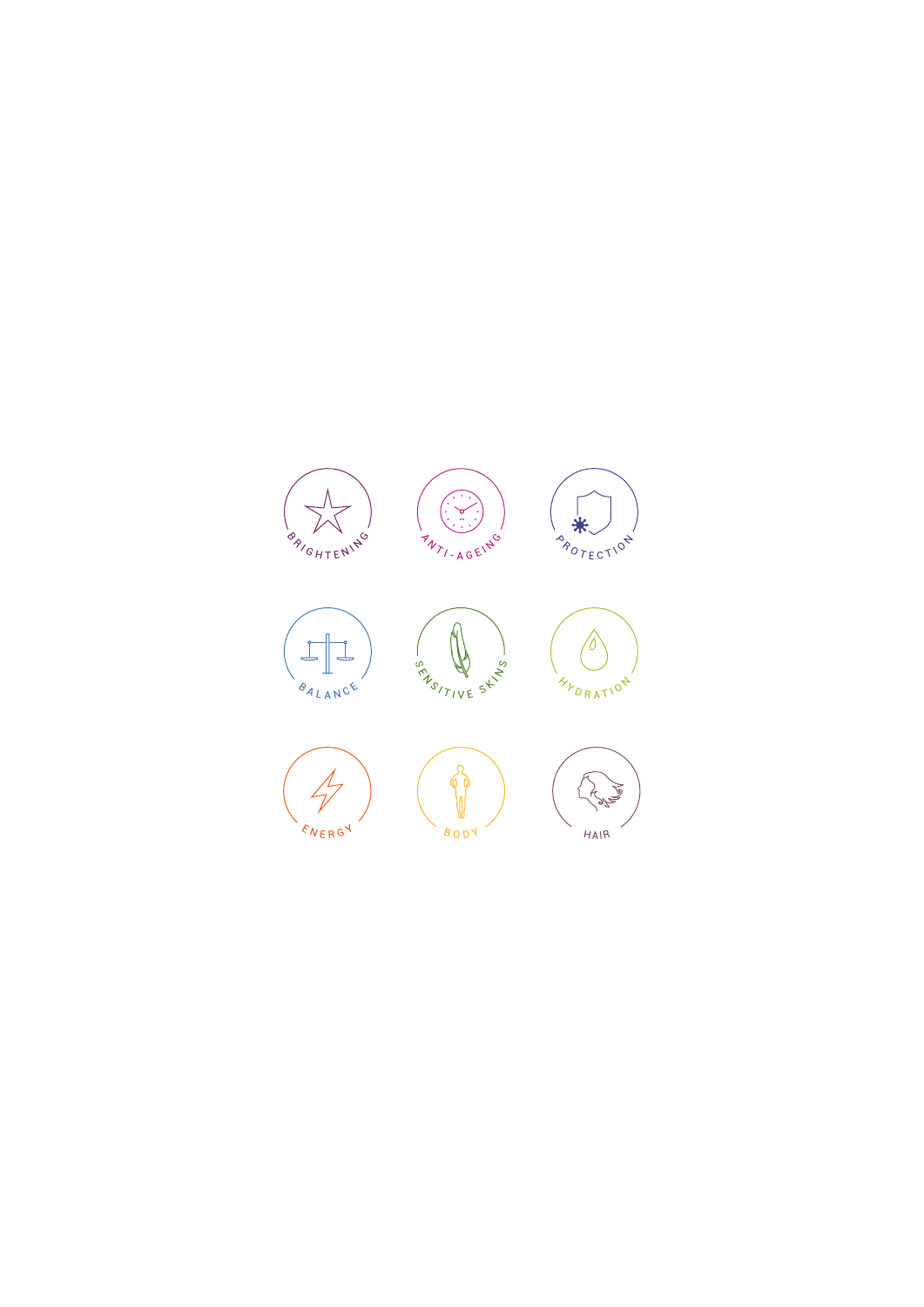BRIGHTENING

ANTI-AGEING

PROTECTION

BALANCE

SENSITIVE SKINS

HYDRATION

ENERGY

BODY

HAIR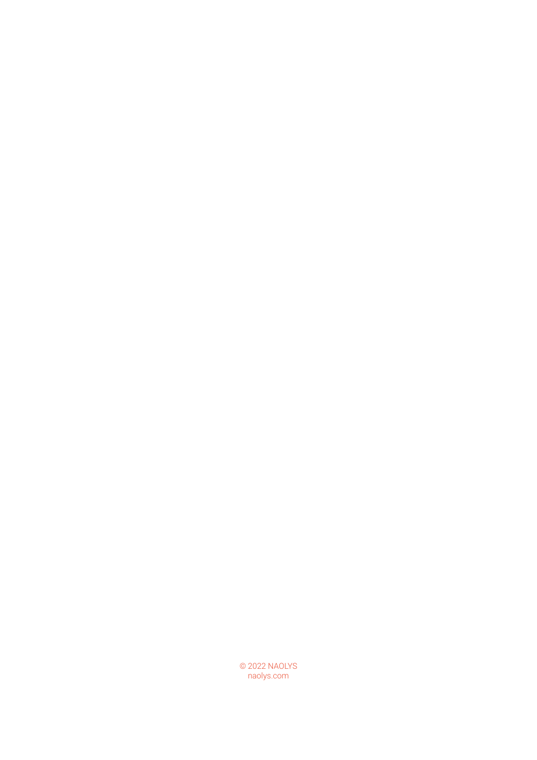© 2022 NAOLYS
naolys.com